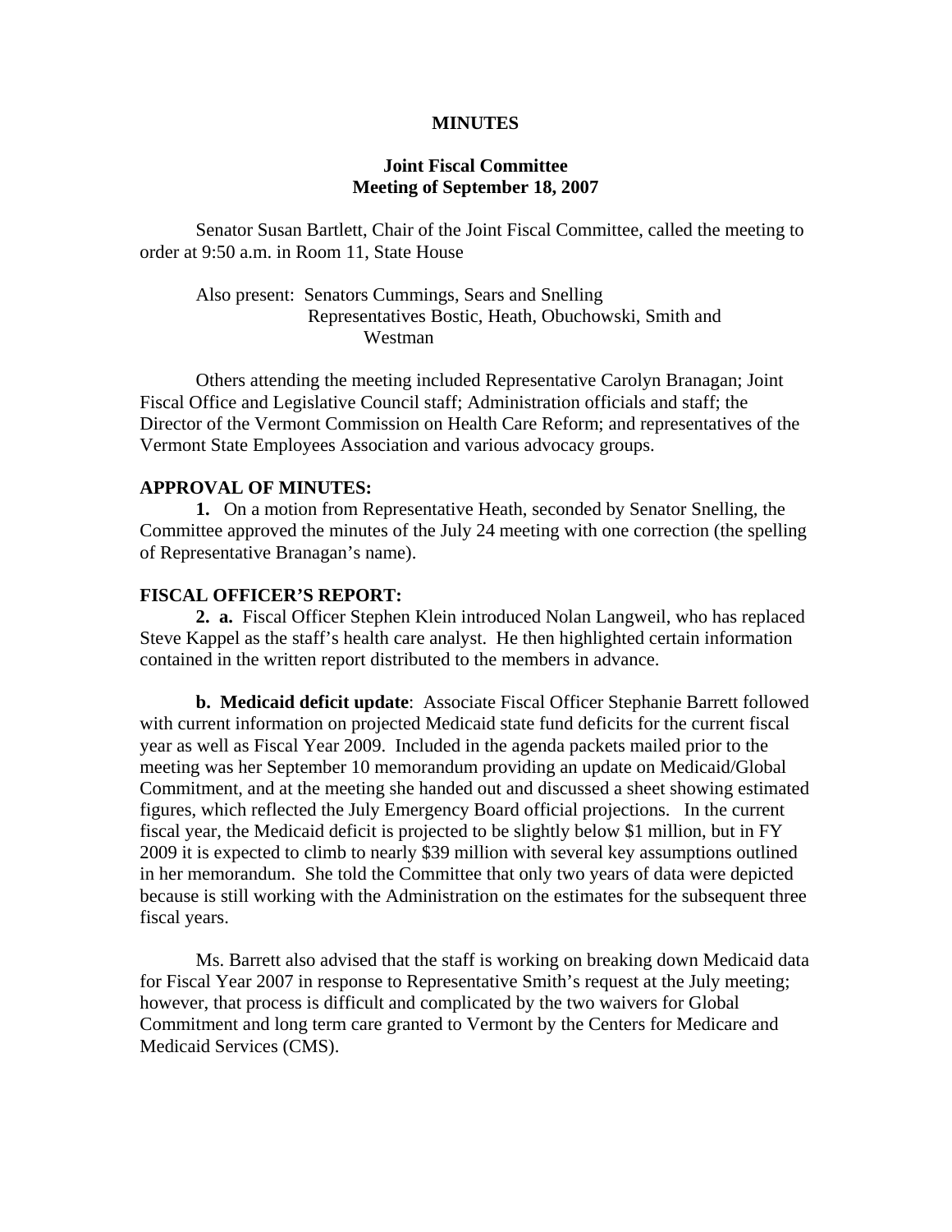**MINUTES**

**Joint Fiscal Committee**
**Meeting of September 18, 2007**

Senator Susan Bartlett, Chair of the Joint Fiscal Committee, called the meeting to order at 9:50 a.m. in Room 11, State House

Also present: Senators Cummings, Sears and Snelling
Representatives Bostic, Heath, Obuchowski, Smith and Westman

Others attending the meeting included Representative Carolyn Branagan; Joint Fiscal Office and Legislative Council staff; Administration officials and staff; the Director of the Vermont Commission on Health Care Reform; and representatives of the Vermont State Employees Association and various advocacy groups.

**APPROVAL OF MINUTES:**

**1.** On a motion from Representative Heath, seconded by Senator Snelling, the Committee approved the minutes of the July 24 meeting with one correction (the spelling of Representative Branagan's name).

**FISCAL OFFICER'S REPORT:**

**2. a.** Fiscal Officer Stephen Klein introduced Nolan Langweil, who has replaced Steve Kappel as the staff's health care analyst. He then highlighted certain information contained in the written report distributed to the members in advance.

**b. Medicaid deficit update**: Associate Fiscal Officer Stephanie Barrett followed with current information on projected Medicaid state fund deficits for the current fiscal year as well as Fiscal Year 2009. Included in the agenda packets mailed prior to the meeting was her September 10 memorandum providing an update on Medicaid/Global Commitment, and at the meeting she handed out and discussed a sheet showing estimated figures, which reflected the July Emergency Board official projections. In the current fiscal year, the Medicaid deficit is projected to be slightly below $1 million, but in FY 2009 it is expected to climb to nearly $39 million with several key assumptions outlined in her memorandum. She told the Committee that only two years of data were depicted because is still working with the Administration on the estimates for the subsequent three fiscal years.

Ms. Barrett also advised that the staff is working on breaking down Medicaid data for Fiscal Year 2007 in response to Representative Smith's request at the July meeting; however, that process is difficult and complicated by the two waivers for Global Commitment and long term care granted to Vermont by the Centers for Medicare and Medicaid Services (CMS).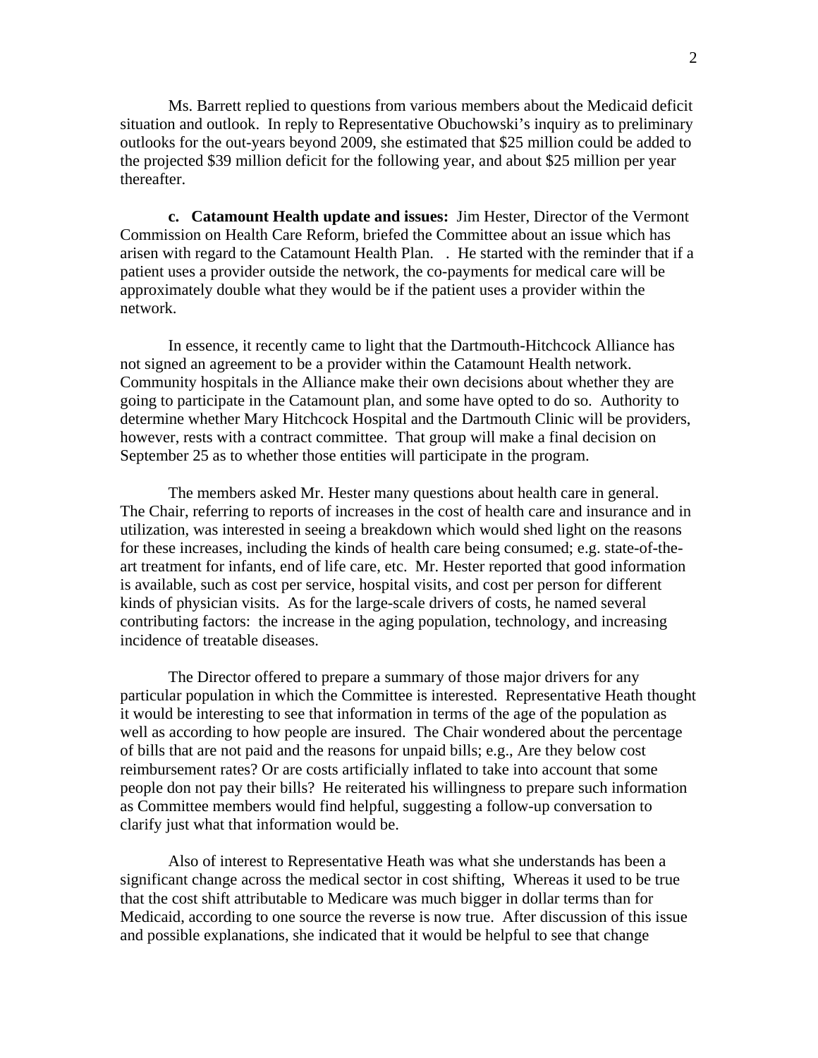Ms. Barrett replied to questions from various members about the Medicaid deficit situation and outlook. In reply to Representative Obuchowski's inquiry as to preliminary outlooks for the out-years beyond 2009, she estimated that $25 million could be added to the projected $39 million deficit for the following year, and about $25 million per year thereafter.

**c. Catamount Health update and issues:** Jim Hester, Director of the Vermont Commission on Health Care Reform, briefed the Committee about an issue which has arisen with regard to the Catamount Health Plan. . He started with the reminder that if a patient uses a provider outside the network, the co-payments for medical care will be approximately double what they would be if the patient uses a provider within the network.

In essence, it recently came to light that the Dartmouth-Hitchcock Alliance has not signed an agreement to be a provider within the Catamount Health network. Community hospitals in the Alliance make their own decisions about whether they are going to participate in the Catamount plan, and some have opted to do so. Authority to determine whether Mary Hitchcock Hospital and the Dartmouth Clinic will be providers, however, rests with a contract committee. That group will make a final decision on September 25 as to whether those entities will participate in the program.

The members asked Mr. Hester many questions about health care in general. The Chair, referring to reports of increases in the cost of health care and insurance and in utilization, was interested in seeing a breakdown which would shed light on the reasons for these increases, including the kinds of health care being consumed; e.g. state-of-the-art treatment for infants, end of life care, etc. Mr. Hester reported that good information is available, such as cost per service, hospital visits, and cost per person for different kinds of physician visits. As for the large-scale drivers of costs, he named several contributing factors: the increase in the aging population, technology, and increasing incidence of treatable diseases.

The Director offered to prepare a summary of those major drivers for any particular population in which the Committee is interested. Representative Heath thought it would be interesting to see that information in terms of the age of the population as well as according to how people are insured. The Chair wondered about the percentage of bills that are not paid and the reasons for unpaid bills; e.g., Are they below cost reimbursement rates? Or are costs artificially inflated to take into account that some people don not pay their bills? He reiterated his willingness to prepare such information as Committee members would find helpful, suggesting a follow-up conversation to clarify just what that information would be.

Also of interest to Representative Heath was what she understands has been a significant change across the medical sector in cost shifting, Whereas it used to be true that the cost shift attributable to Medicare was much bigger in dollar terms than for Medicaid, according to one source the reverse is now true. After discussion of this issue and possible explanations, she indicated that it would be helpful to see that change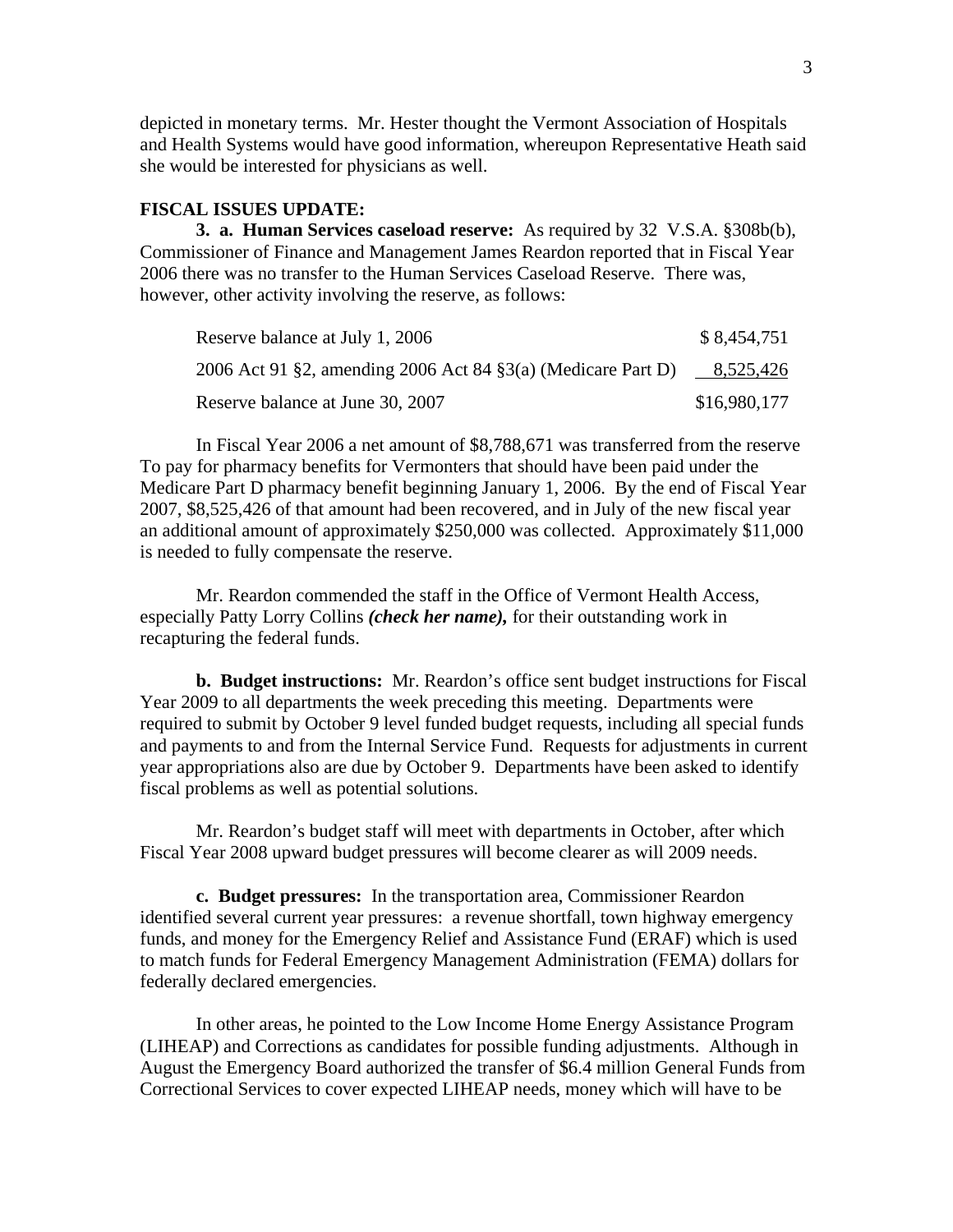depicted in monetary terms. Mr. Hester thought the Vermont Association of Hospitals and Health Systems would have good information, whereupon Representative Heath said she would be interested for physicians as well.

**FISCAL ISSUES UPDATE:**

**3. a. Human Services caseload reserve:** As required by 32 V.S.A. §308b(b), Commissioner of Finance and Management James Reardon reported that in Fiscal Year 2006 there was no transfer to the Human Services Caseload Reserve. There was, however, other activity involving the reserve, as follows:

| | |
|---|---|
| Reserve balance at July 1, 2006 | $ 8,454,751 |
| 2006 Act 91 §2, amending 2006 Act 84 §3(a) (Medicare Part D) | 8,525,426 |
| Reserve balance at June 30, 2007 | $16,980,177 |

In Fiscal Year 2006 a net amount of $8,788,671 was transferred from the reserve To pay for pharmacy benefits for Vermonters that should have been paid under the Medicare Part D pharmacy benefit beginning January 1, 2006. By the end of Fiscal Year 2007, $8,525,426 of that amount had been recovered, and in July of the new fiscal year an additional amount of approximately $250,000 was collected. Approximately $11,000 is needed to fully compensate the reserve.

Mr. Reardon commended the staff in the Office of Vermont Health Access, especially Patty Lorry Collins ***(check her name),*** for their outstanding work in recapturing the federal funds.

**b. Budget instructions:** Mr. Reardon's office sent budget instructions for Fiscal Year 2009 to all departments the week preceding this meeting. Departments were required to submit by October 9 level funded budget requests, including all special funds and payments to and from the Internal Service Fund. Requests for adjustments in current year appropriations also are due by October 9. Departments have been asked to identify fiscal problems as well as potential solutions.

Mr. Reardon's budget staff will meet with departments in October, after which Fiscal Year 2008 upward budget pressures will become clearer as will 2009 needs.

**c. Budget pressures:** In the transportation area, Commissioner Reardon identified several current year pressures: a revenue shortfall, town highway emergency funds, and money for the Emergency Relief and Assistance Fund (ERAF) which is used to match funds for Federal Emergency Management Administration (FEMA) dollars for federally declared emergencies.

In other areas, he pointed to the Low Income Home Energy Assistance Program (LIHEAP) and Corrections as candidates for possible funding adjustments. Although in August the Emergency Board authorized the transfer of $6.4 million General Funds from Correctional Services to cover expected LIHEAP needs, money which will have to be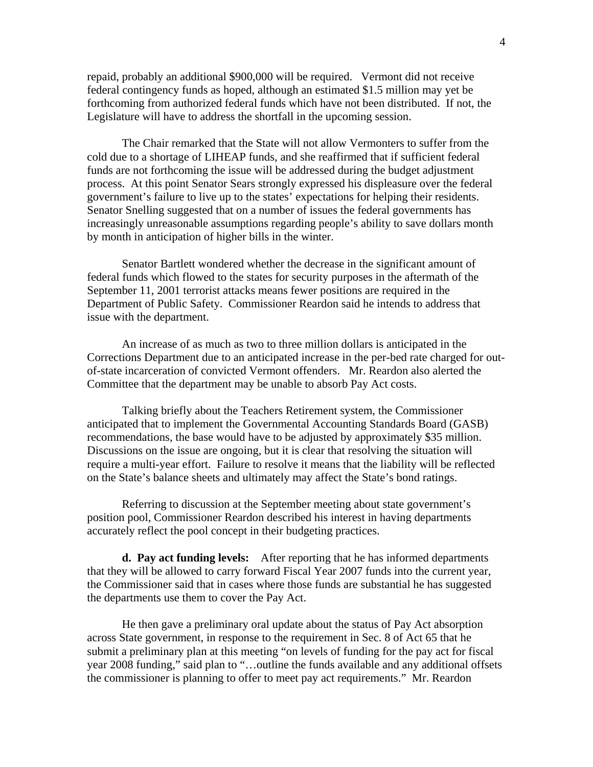repaid, probably an additional $900,000 will be required. Vermont did not receive federal contingency funds as hoped, although an estimated $1.5 million may yet be forthcoming from authorized federal funds which have not been distributed. If not, the Legislature will have to address the shortfall in the upcoming session.

The Chair remarked that the State will not allow Vermonters to suffer from the cold due to a shortage of LIHEAP funds, and she reaffirmed that if sufficient federal funds are not forthcoming the issue will be addressed during the budget adjustment process. At this point Senator Sears strongly expressed his displeasure over the federal government's failure to live up to the states' expectations for helping their residents. Senator Snelling suggested that on a number of issues the federal governments has increasingly unreasonable assumptions regarding people's ability to save dollars month by month in anticipation of higher bills in the winter.

Senator Bartlett wondered whether the decrease in the significant amount of federal funds which flowed to the states for security purposes in the aftermath of the September 11, 2001 terrorist attacks means fewer positions are required in the Department of Public Safety. Commissioner Reardon said he intends to address that issue with the department.

An increase of as much as two to three million dollars is anticipated in the Corrections Department due to an anticipated increase in the per-bed rate charged for out-of-state incarceration of convicted Vermont offenders. Mr. Reardon also alerted the Committee that the department may be unable to absorb Pay Act costs.

Talking briefly about the Teachers Retirement system, the Commissioner anticipated that to implement the Governmental Accounting Standards Board (GASB) recommendations, the base would have to be adjusted by approximately $35 million. Discussions on the issue are ongoing, but it is clear that resolving the situation will require a multi-year effort. Failure to resolve it means that the liability will be reflected on the State's balance sheets and ultimately may affect the State's bond ratings.

Referring to discussion at the September meeting about state government's position pool, Commissioner Reardon described his interest in having departments accurately reflect the pool concept in their budgeting practices.

**d. Pay act funding levels:** After reporting that he has informed departments that they will be allowed to carry forward Fiscal Year 2007 funds into the current year, the Commissioner said that in cases where those funds are substantial he has suggested the departments use them to cover the Pay Act.

He then gave a preliminary oral update about the status of Pay Act absorption across State government, in response to the requirement in Sec. 8 of Act 65 that he submit a preliminary plan at this meeting "on levels of funding for the pay act for fiscal year 2008 funding," said plan to "…outline the funds available and any additional offsets the commissioner is planning to offer to meet pay act requirements." Mr. Reardon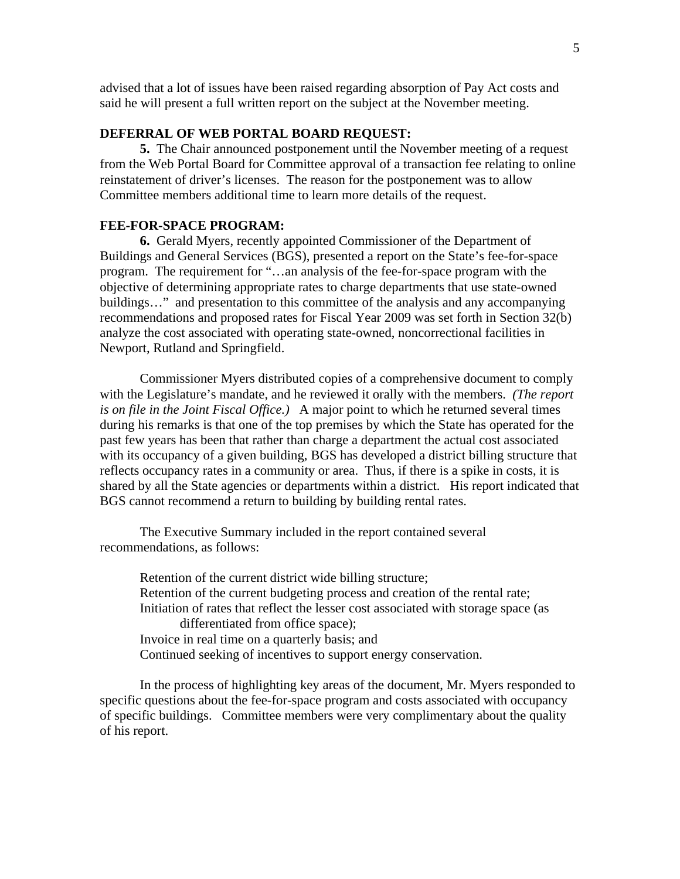advised that a lot of issues have been raised regarding absorption of Pay Act costs and said he will present a full written report on the subject at the November meeting.

**DEFERRAL OF WEB PORTAL BOARD REQUEST:**

**5.** The Chair announced postponement until the November meeting of a request from the Web Portal Board for Committee approval of a transaction fee relating to online reinstatement of driver's licenses. The reason for the postponement was to allow Committee members additional time to learn more details of the request.

**FEE-FOR-SPACE PROGRAM:**

**6.** Gerald Myers, recently appointed Commissioner of the Department of Buildings and General Services (BGS), presented a report on the State's fee-for-space program. The requirement for "…an analysis of the fee-for-space program with the objective of determining appropriate rates to charge departments that use state-owned buildings…" and presentation to this committee of the analysis and any accompanying recommendations and proposed rates for Fiscal Year 2009 was set forth in Section 32(b) analyze the cost associated with operating state-owned, noncorrectional facilities in Newport, Rutland and Springfield.

Commissioner Myers distributed copies of a comprehensive document to comply with the Legislature's mandate, and he reviewed it orally with the members. *(The report is on file in the Joint Fiscal Office.)* A major point to which he returned several times during his remarks is that one of the top premises by which the State has operated for the past few years has been that rather than charge a department the actual cost associated with its occupancy of a given building, BGS has developed a district billing structure that reflects occupancy rates in a community or area. Thus, if there is a spike in costs, it is shared by all the State agencies or departments within a district. His report indicated that BGS cannot recommend a return to building by building rental rates.

The Executive Summary included in the report contained several recommendations, as follows:

Retention of the current district wide billing structure;
Retention of the current budgeting process and creation of the rental rate;
Initiation of rates that reflect the lesser cost associated with storage space (as differentiated from office space);
Invoice in real time on a quarterly basis; and
Continued seeking of incentives to support energy conservation.

In the process of highlighting key areas of the document, Mr. Myers responded to specific questions about the fee-for-space program and costs associated with occupancy of specific buildings. Committee members were very complimentary about the quality of his report.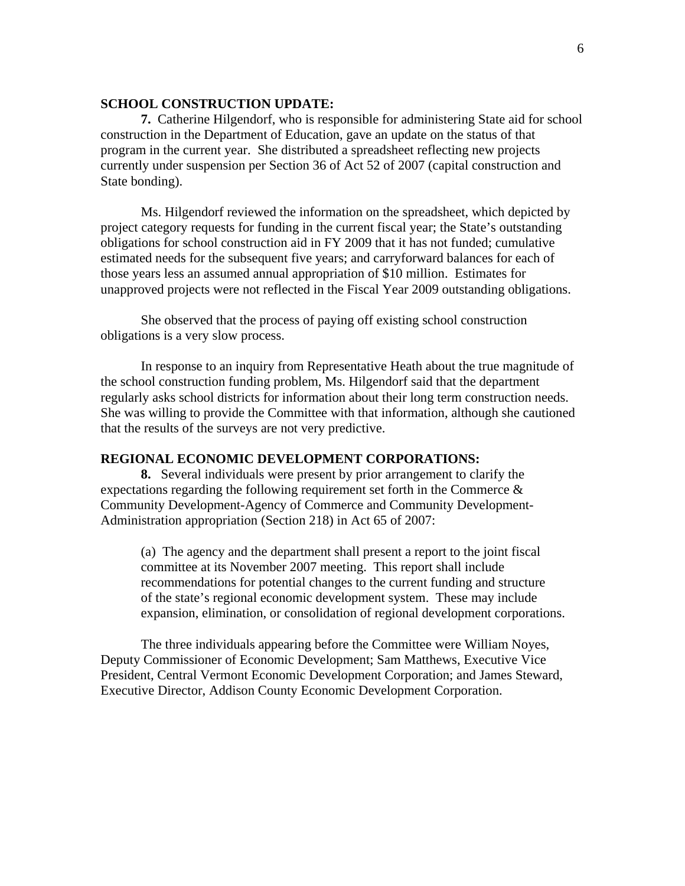**SCHOOL CONSTRUCTION UPDATE:**

**7.** Catherine Hilgendorf, who is responsible for administering State aid for school construction in the Department of Education, gave an update on the status of that program in the current year. She distributed a spreadsheet reflecting new projects currently under suspension per Section 36 of Act 52 of 2007 (capital construction and State bonding).

Ms. Hilgendorf reviewed the information on the spreadsheet, which depicted by project category requests for funding in the current fiscal year; the State's outstanding obligations for school construction aid in FY 2009 that it has not funded; cumulative estimated needs for the subsequent five years; and carryforward balances for each of those years less an assumed annual appropriation of $10 million. Estimates for unapproved projects were not reflected in the Fiscal Year 2009 outstanding obligations.

She observed that the process of paying off existing school construction obligations is a very slow process.

In response to an inquiry from Representative Heath about the true magnitude of the school construction funding problem, Ms. Hilgendorf said that the department regularly asks school districts for information about their long term construction needs. She was willing to provide the Committee with that information, although she cautioned that the results of the surveys are not very predictive.

**REGIONAL ECONOMIC DEVELOPMENT CORPORATIONS:**

**8.** Several individuals were present by prior arrangement to clarify the expectations regarding the following requirement set forth in the Commerce & Community Development-Agency of Commerce and Community Development-Administration appropriation (Section 218) in Act 65 of 2007:

> (a) The agency and the department shall present a report to the joint fiscal committee at its November 2007 meeting. This report shall include recommendations for potential changes to the current funding and structure of the state's regional economic development system. These may include expansion, elimination, or consolidation of regional development corporations.

The three individuals appearing before the Committee were William Noyes, Deputy Commissioner of Economic Development; Sam Matthews, Executive Vice President, Central Vermont Economic Development Corporation; and James Steward, Executive Director, Addison County Economic Development Corporation.